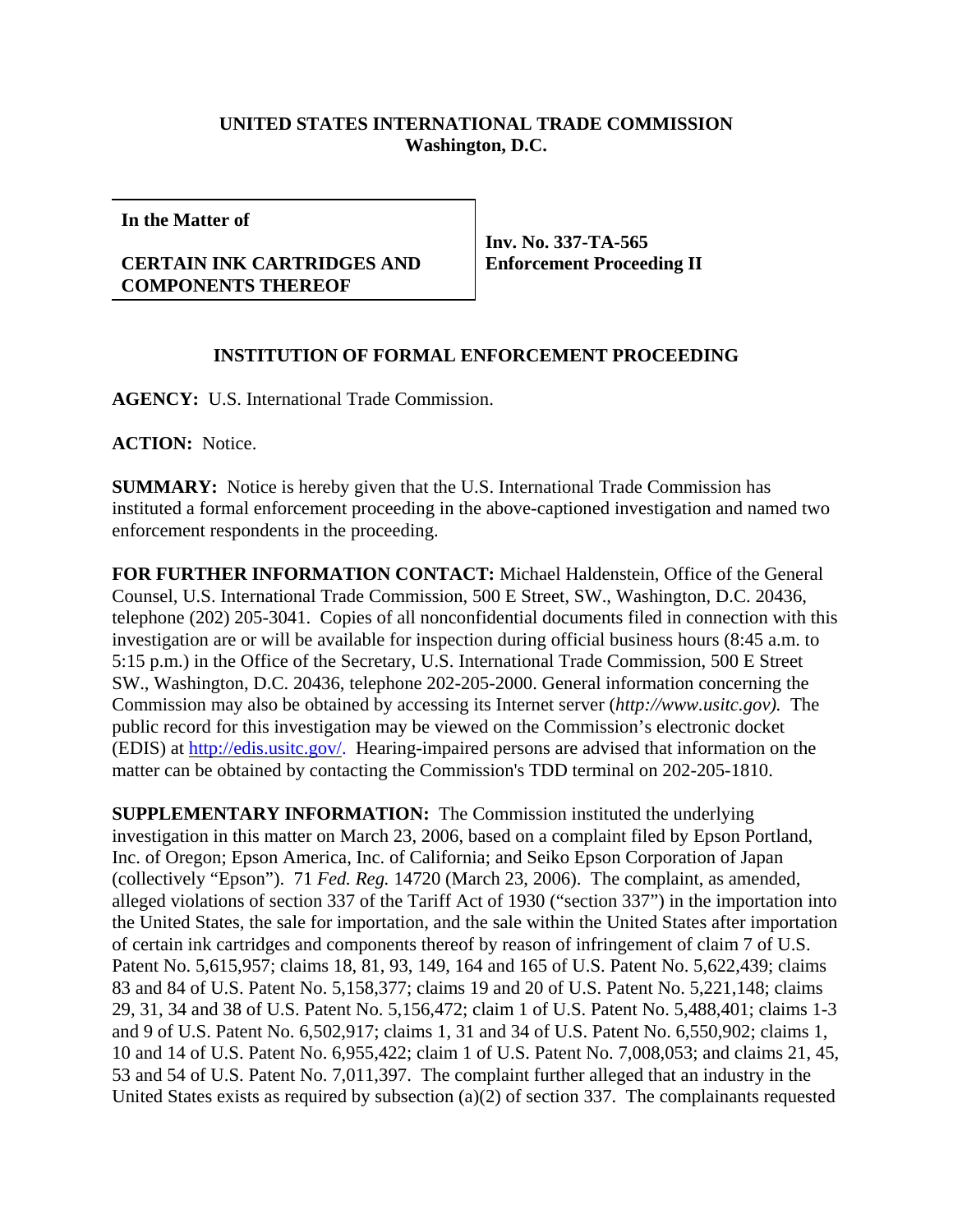**UNITED STATES INTERNATIONAL TRADE COMMISSION**
**Washington, D.C.**

| **In the Matter of** **CERTAIN INK CARTRIDGES AND COMPONENTS THEREOF** | **Inv. No. 337-TA-565** **Enforcement Proceeding II** |
| --- | --- |

## INSTITUTION OF FORMAL ENFORCEMENT PROCEEDING

**AGENCY:** U.S. International Trade Commission.

**ACTION:** Notice.

**SUMMARY:** Notice is hereby given that the U.S. International Trade Commission has instituted a formal enforcement proceeding in the above-captioned investigation and named two enforcement respondents in the proceeding.

**FOR FURTHER INFORMATION CONTACT:** Michael Haldenstein, Office of the General Counsel, U.S. International Trade Commission, 500 E Street, SW., Washington, D.C. 20436, telephone (202) 205-3041. Copies of all nonconfidential documents filed in connection with this investigation are or will be available for inspection during official business hours (8:45 a.m. to 5:15 p.m.) in the Office of the Secretary, U.S. International Trade Commission, 500 E Street SW., Washington, D.C. 20436, telephone 202-205-2000. General information concerning the Commission may also be obtained by accessing its Internet server (*http://www.usitc.gov).* The public record for this investigation may be viewed on the Commission's electronic docket (EDIS) at http://edis.usitc.gov/. Hearing-impaired persons are advised that information on the matter can be obtained by contacting the Commission's TDD terminal on 202-205-1810.

**SUPPLEMENTARY INFORMATION:** The Commission instituted the underlying investigation in this matter on March 23, 2006, based on a complaint filed by Epson Portland, Inc. of Oregon; Epson America, Inc. of California; and Seiko Epson Corporation of Japan (collectively "Epson"). 71 *Fed. Reg.* 14720 (March 23, 2006). The complaint, as amended, alleged violations of section 337 of the Tariff Act of 1930 ("section 337") in the importation into the United States, the sale for importation, and the sale within the United States after importation of certain ink cartridges and components thereof by reason of infringement of claim 7 of U.S. Patent No. 5,615,957; claims 18, 81, 93, 149, 164 and 165 of U.S. Patent No. 5,622,439; claims 83 and 84 of U.S. Patent No. 5,158,377; claims 19 and 20 of U.S. Patent No. 5,221,148; claims 29, 31, 34 and 38 of U.S. Patent No. 5,156,472; claim 1 of U.S. Patent No. 5,488,401; claims 1-3 and 9 of U.S. Patent No. 6,502,917; claims 1, 31 and 34 of U.S. Patent No. 6,550,902; claims 1, 10 and 14 of U.S. Patent No. 6,955,422; claim 1 of U.S. Patent No. 7,008,053; and claims 21, 45, 53 and 54 of U.S. Patent No. 7,011,397. The complaint further alleged that an industry in the United States exists as required by subsection (a)(2) of section 337. The complainants requested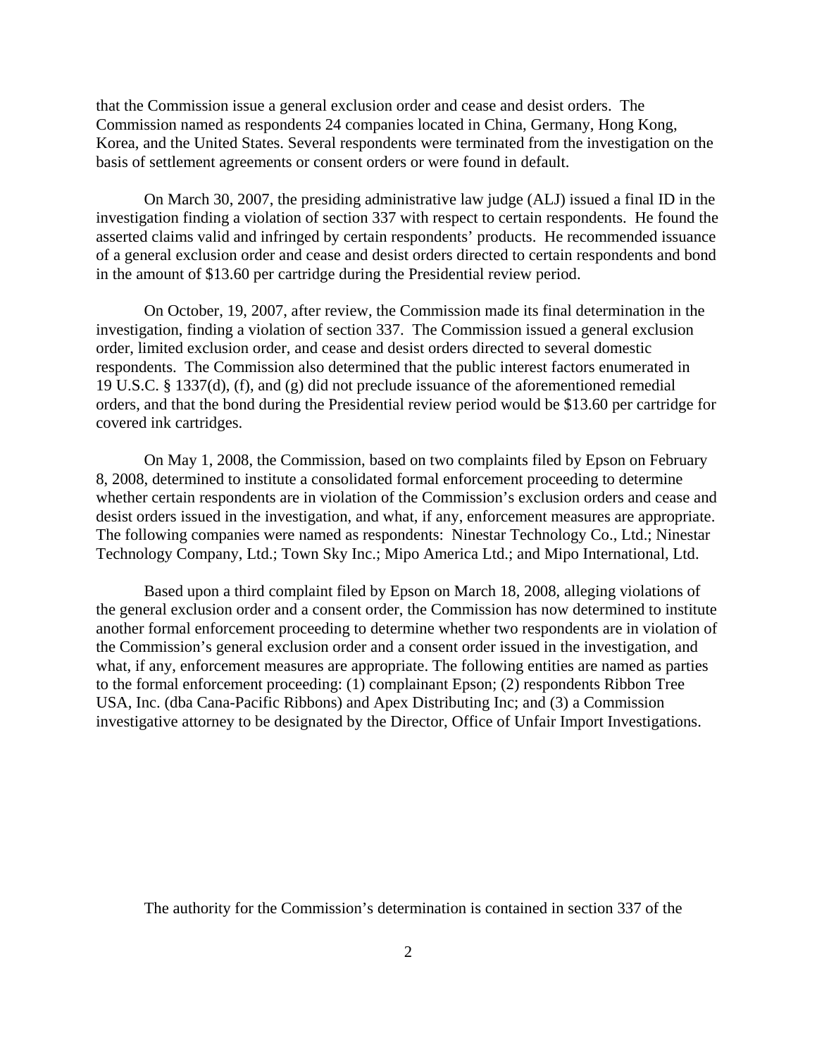that the Commission issue a general exclusion order and cease and desist orders. The Commission named as respondents 24 companies located in China, Germany, Hong Kong, Korea, and the United States. Several respondents were terminated from the investigation on the basis of settlement agreements or consent orders or were found in default.

On March 30, 2007, the presiding administrative law judge (ALJ) issued a final ID in the investigation finding a violation of section 337 with respect to certain respondents. He found the asserted claims valid and infringed by certain respondents' products. He recommended issuance of a general exclusion order and cease and desist orders directed to certain respondents and bond in the amount of $13.60 per cartridge during the Presidential review period.

On October, 19, 2007, after review, the Commission made its final determination in the investigation, finding a violation of section 337. The Commission issued a general exclusion order, limited exclusion order, and cease and desist orders directed to several domestic respondents. The Commission also determined that the public interest factors enumerated in 19 U.S.C. § 1337(d), (f), and (g) did not preclude issuance of the aforementioned remedial orders, and that the bond during the Presidential review period would be $13.60 per cartridge for covered ink cartridges.

On May 1, 2008, the Commission, based on two complaints filed by Epson on February 8, 2008, determined to institute a consolidated formal enforcement proceeding to determine whether certain respondents are in violation of the Commission's exclusion orders and cease and desist orders issued in the investigation, and what, if any, enforcement measures are appropriate. The following companies were named as respondents: Ninestar Technology Co., Ltd.; Ninestar Technology Company, Ltd.; Town Sky Inc.; Mipo America Ltd.; and Mipo International, Ltd.

Based upon a third complaint filed by Epson on March 18, 2008, alleging violations of the general exclusion order and a consent order, the Commission has now determined to institute another formal enforcement proceeding to determine whether two respondents are in violation of the Commission's general exclusion order and a consent order issued in the investigation, and what, if any, enforcement measures are appropriate. The following entities are named as parties to the formal enforcement proceeding: (1) complainant Epson; (2) respondents Ribbon Tree USA, Inc. (dba Cana-Pacific Ribbons) and Apex Distributing Inc; and (3) a Commission investigative attorney to be designated by the Director, Office of Unfair Import Investigations.

The authority for the Commission's determination is contained in section 337 of the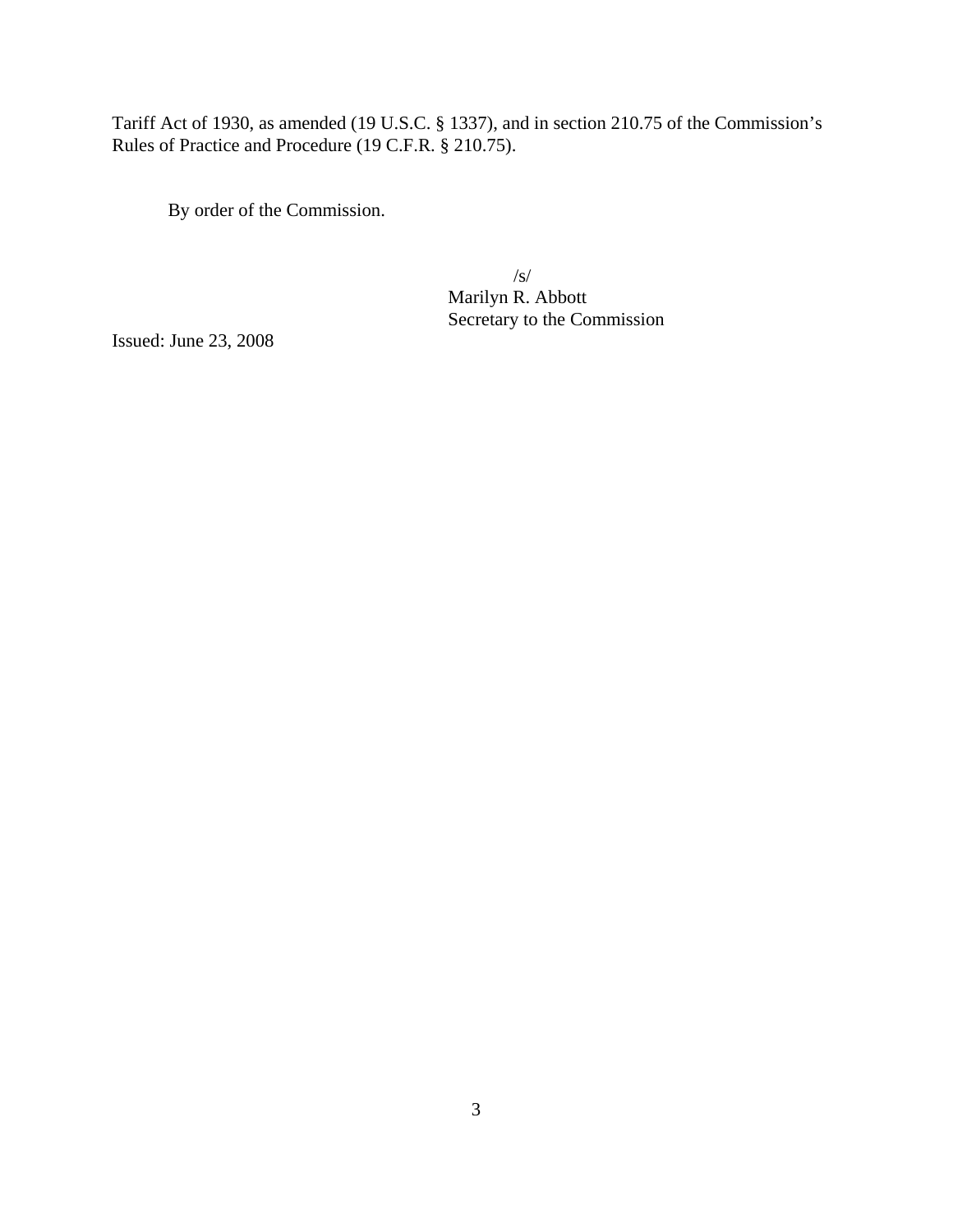Tariff Act of 1930, as amended (19 U.S.C. § 1337), and in section 210.75 of the Commission's Rules of Practice and Procedure (19 C.F.R. § 210.75).

By order of the Commission.

/s/
Marilyn R. Abbott
Secretary to the Commission

Issued: June 23, 2008